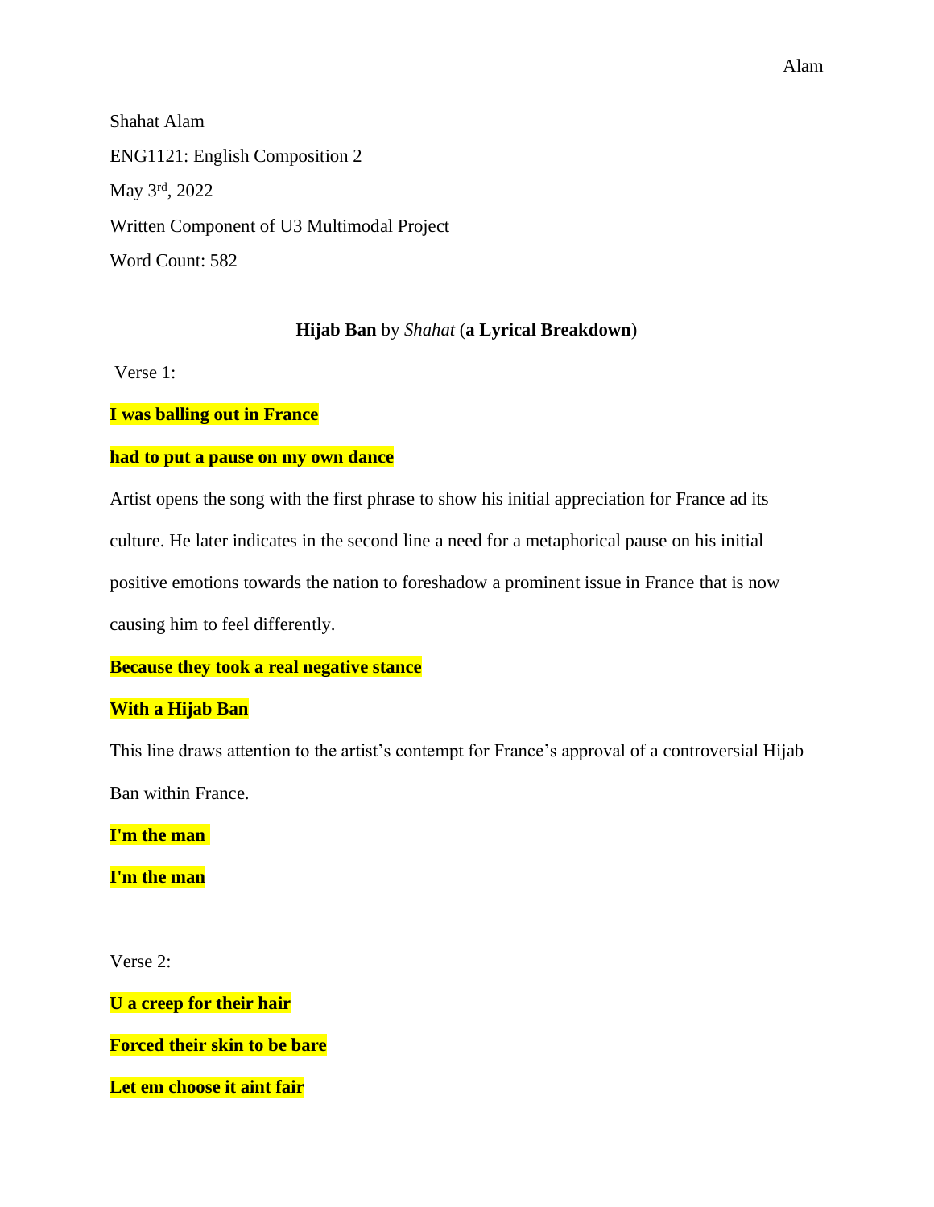Shahat Alam

ENG1121: English Composition 2

May 3rd, 2022

Written Component of U3 Multimodal Project

Word Count: 582

**Hijab Ban** by *Shahat* (**a Lyrical Breakdown**)

Verse 1:

**I was balling out in France**

**had to put a pause on my own dance**

Artist opens the song with the first phrase to show his initial appreciation for France ad its culture. He later indicates in the second line a need for a metaphorical pause on his initial positive emotions towards the nation to foreshadow a prominent issue in France that is now causing him to feel differently.

**Because they took a real negative stance**

**With a Hijab Ban**

This line draws attention to the artist's contempt for France's approval of a controversial Hijab Ban within France.

**I'm the man**

**I'm the man**

Verse 2:

**U a creep for their hair**

**Forced their skin to be bare**

**Let em choose it aint fair**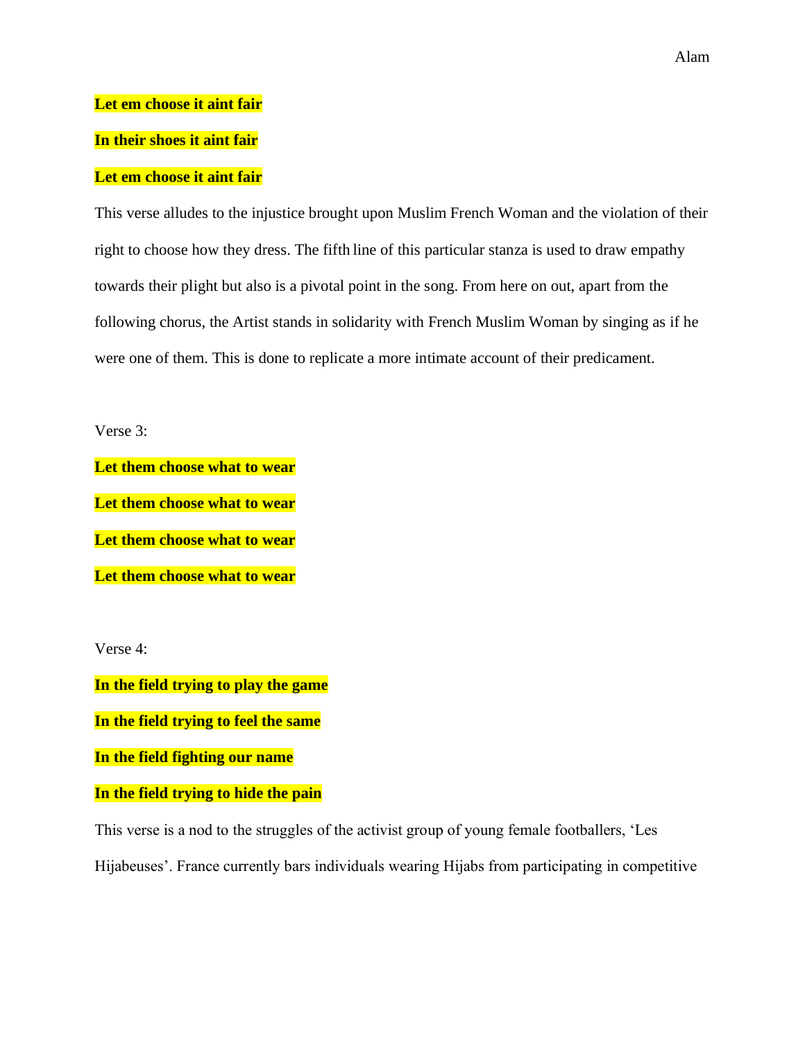**Let em choose it aint fair**

**In their shoes it aint fair**

**Let em choose it aint fair**

This verse alludes to the injustice brought upon Muslim French Woman and the violation of their right to choose how they dress. The fifth line of this particular stanza is used to draw empathy towards their plight but also is a pivotal point in the song. From here on out, apart from the following chorus, the Artist stands in solidarity with French Muslim Woman by singing as if he were one of them. This is done to replicate a more intimate account of their predicament.

Verse 3:

**Let them choose what to wear**

**Let them choose what to wear**

**Let them choose what to wear**

**Let them choose what to wear**

Verse 4:

**In the field trying to play the game**

**In the field trying to feel the same**

**In the field fighting our name**

**In the field trying to hide the pain**

This verse is a nod to the struggles of the activist group of young female footballers, 'Les Hijabeuses'. France currently bars individuals wearing Hijabs from participating in competitive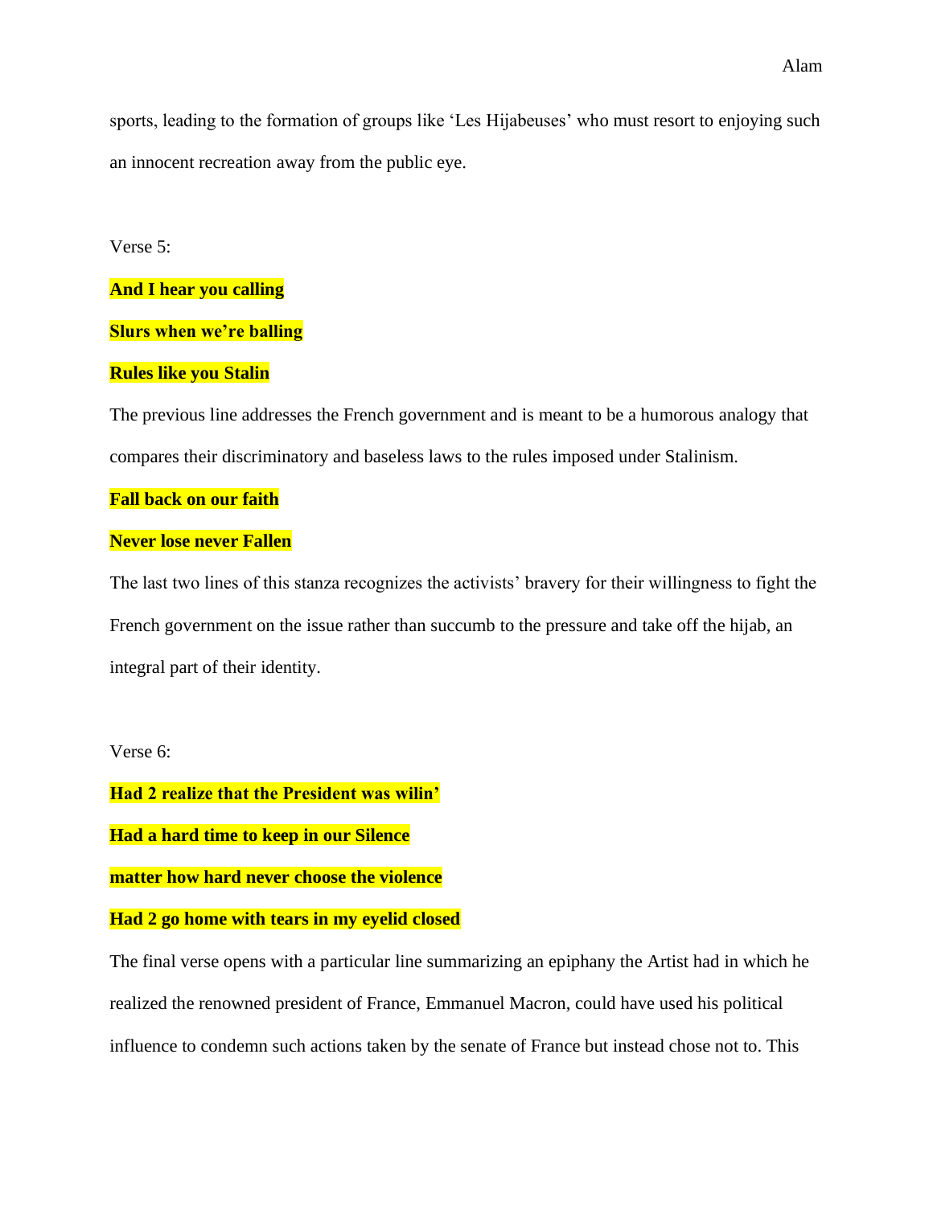sports, leading to the formation of groups like 'Les Hijabeuses' who must resort to enjoying such an innocent recreation away from the public eye.

Verse 5:

**And I hear you calling**

**Slurs when we're balling**

**Rules like you Stalin**

The previous line addresses the French government and is meant to be a humorous analogy that compares their discriminatory and baseless laws to the rules imposed under Stalinism.

**Fall back on our faith**

**Never lose never Fallen**

The last two lines of this stanza recognizes the activists' bravery for their willingness to fight the French government on the issue rather than succumb to the pressure and take off the hijab, an integral part of their identity.

Verse 6:

**Had 2 realize that the President was wilin'**

**Had a hard time to keep in our Silence**

**matter how hard never choose the violence**

**Had 2 go home with tears in my eyelid closed**

The final verse opens with a particular line summarizing an epiphany the Artist had in which he realized the renowned president of France, Emmanuel Macron, could have used his political influence to condemn such actions taken by the senate of France but instead chose not to. This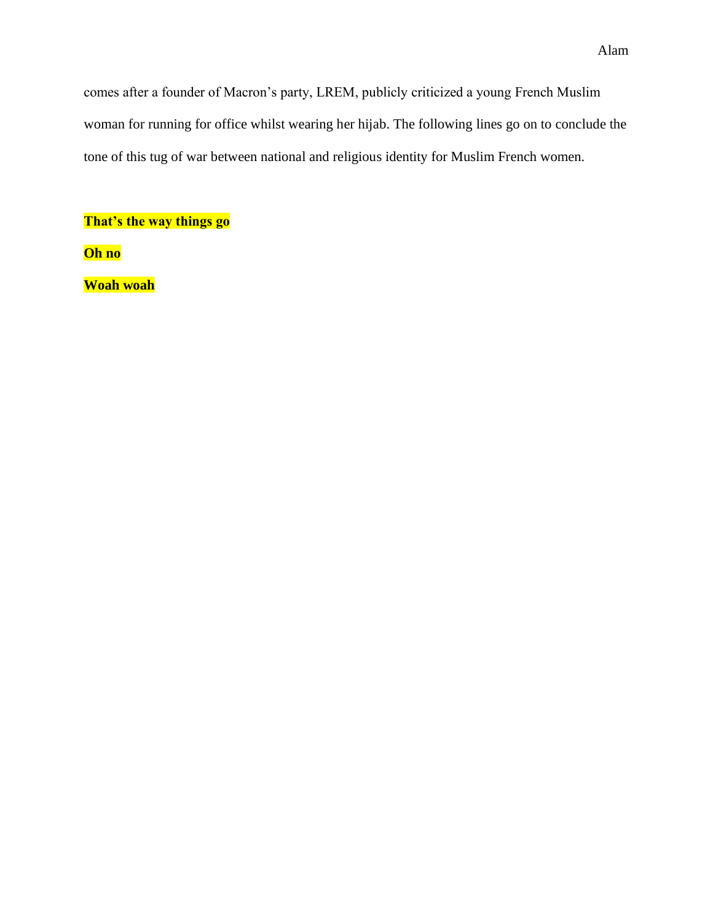comes after a founder of Macron's party, LREM, publicly criticized a young French Muslim woman for running for office whilst wearing her hijab. The following lines go on to conclude the tone of this tug of war between national and religious identity for Muslim French women.

**That's the way things go**

**Oh no**

**Woah woah**